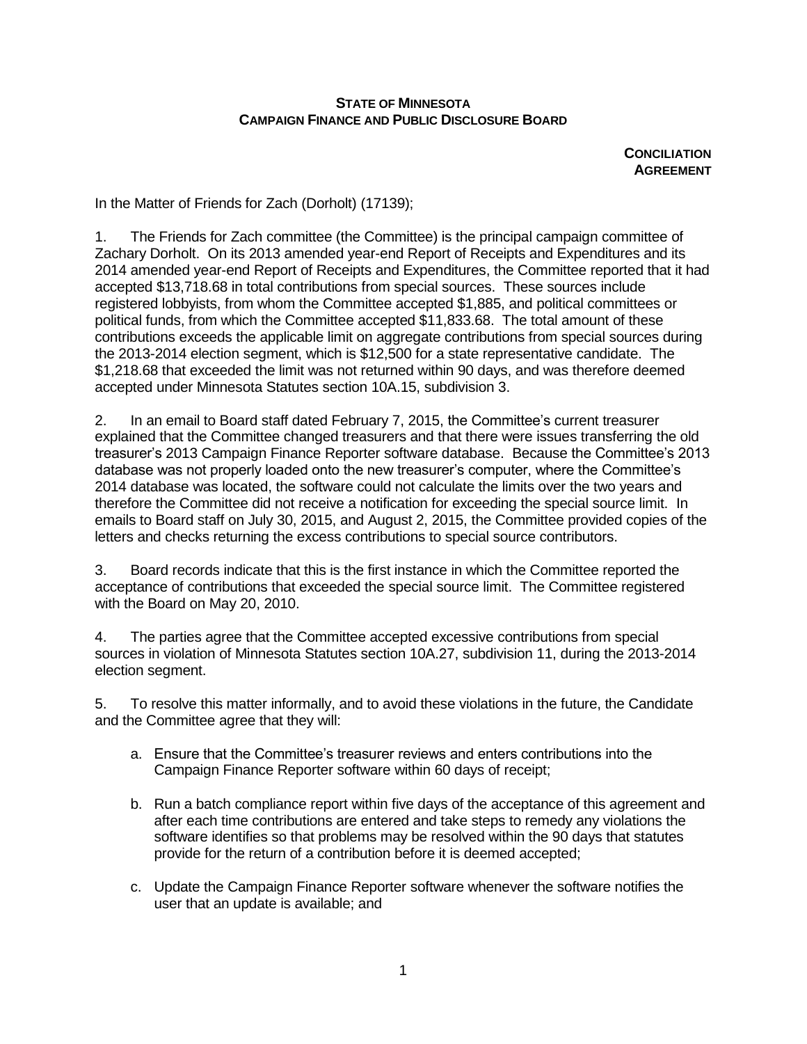**STATE OF MINNESOTA**
**CAMPAIGN FINANCE AND PUBLIC DISCLOSURE BOARD**

**CONCILIATION AGREEMENT**

In the Matter of Friends for Zach (Dorholt) (17139);

1. The Friends for Zach committee (the Committee) is the principal campaign committee of Zachary Dorholt. On its 2013 amended year-end Report of Receipts and Expenditures and its 2014 amended year-end Report of Receipts and Expenditures, the Committee reported that it had accepted $13,718.68 in total contributions from special sources. These sources include registered lobbyists, from whom the Committee accepted $1,885, and political committees or political funds, from which the Committee accepted $11,833.68. The total amount of these contributions exceeds the applicable limit on aggregate contributions from special sources during the 2013-2014 election segment, which is $12,500 for a state representative candidate. The $1,218.68 that exceeded the limit was not returned within 90 days, and was therefore deemed accepted under Minnesota Statutes section 10A.15, subdivision 3.

2. In an email to Board staff dated February 7, 2015, the Committee's current treasurer explained that the Committee changed treasurers and that there were issues transferring the old treasurer's 2013 Campaign Finance Reporter software database. Because the Committee's 2013 database was not properly loaded onto the new treasurer's computer, where the Committee's 2014 database was located, the software could not calculate the limits over the two years and therefore the Committee did not receive a notification for exceeding the special source limit. In emails to Board staff on July 30, 2015, and August 2, 2015, the Committee provided copies of the letters and checks returning the excess contributions to special source contributors.

3. Board records indicate that this is the first instance in which the Committee reported the acceptance of contributions that exceeded the special source limit. The Committee registered with the Board on May 20, 2010.

4. The parties agree that the Committee accepted excessive contributions from special sources in violation of Minnesota Statutes section 10A.27, subdivision 11, during the 2013-2014 election segment.

5. To resolve this matter informally, and to avoid these violations in the future, the Candidate and the Committee agree that they will:

   a. Ensure that the Committee's treasurer reviews and enters contributions into the Campaign Finance Reporter software within 60 days of receipt;

   b. Run a batch compliance report within five days of the acceptance of this agreement and after each time contributions are entered and take steps to remedy any violations the software identifies so that problems may be resolved within the 90 days that statutes provide for the return of a contribution before it is deemed accepted;

   c. Update the Campaign Finance Reporter software whenever the software notifies the user that an update is available; and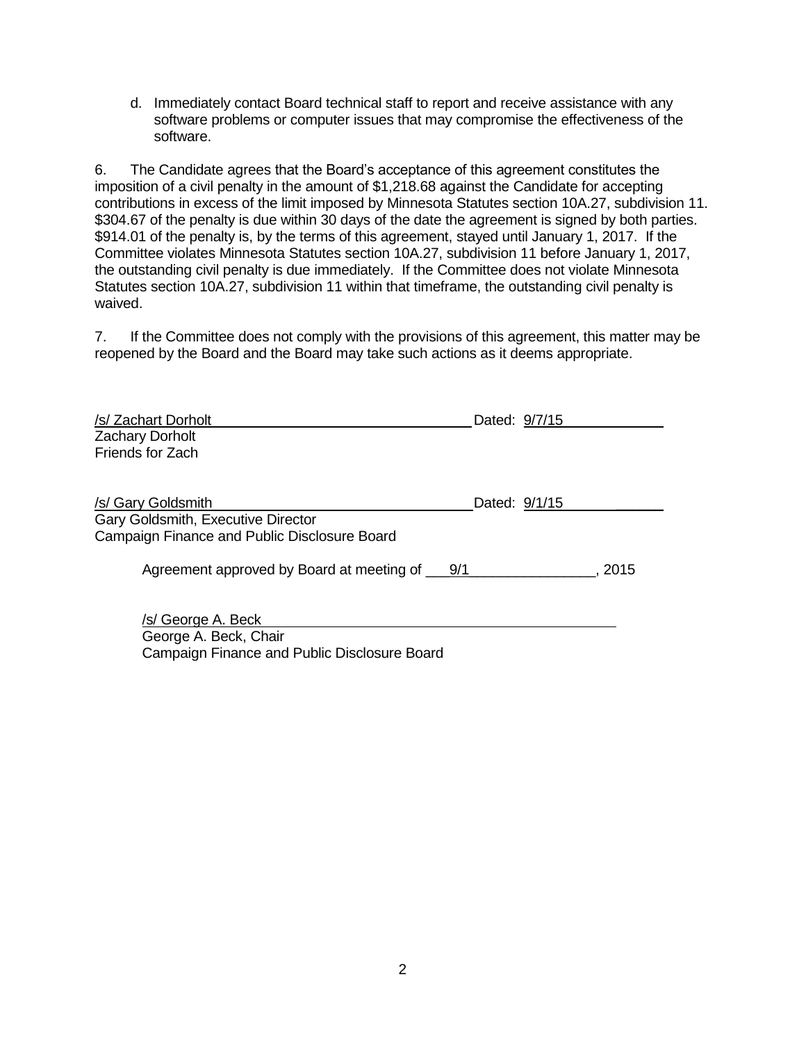d. Immediately contact Board technical staff to report and receive assistance with any software problems or computer issues that may compromise the effectiveness of the software.

6. The Candidate agrees that the Board's acceptance of this agreement constitutes the imposition of a civil penalty in the amount of $1,218.68 against the Candidate for accepting contributions in excess of the limit imposed by Minnesota Statutes section 10A.27, subdivision 11. $304.67 of the penalty is due within 30 days of the date the agreement is signed by both parties. $914.01 of the penalty is, by the terms of this agreement, stayed until January 1, 2017. If the Committee violates Minnesota Statutes section 10A.27, subdivision 11 before January 1, 2017, the outstanding civil penalty is due immediately. If the Committee does not violate Minnesota Statutes section 10A.27, subdivision 11 within that timeframe, the outstanding civil penalty is waived.

7. If the Committee does not comply with the provisions of this agreement, this matter may be reopened by the Board and the Board may take such actions as it deems appropriate.

/s/ Zachart Dorholt Dated: 9/7/15
Zachary Dorholt
Friends for Zach

/s/ Gary Goldsmith Dated: 9/1/15
Gary Goldsmith, Executive Director
Campaign Finance and Public Disclosure Board

Agreement approved by Board at meeting of 9/1, 2015

/s/ George A. Beck
George A. Beck, Chair
Campaign Finance and Public Disclosure Board